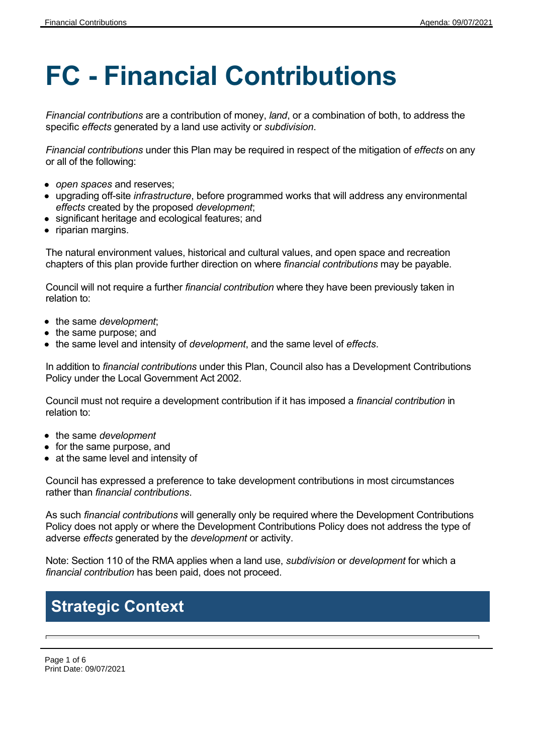# FC - Financial Contributions

*Financial contributions* are a contribution of money, *land*, or a combination of both, to address the specific *effects* generated by a land use activity or *subdivision*.

*Financial contributions* under this Plan may be required in respect of the mitigation of *effects* on any or all of the following:

- *open spaces* and reserves;
- upgrading off-site *infrastructure*, before programmed works that will address any environmental *effects* created by the proposed *development*;
- significant heritage and ecological features; and
- riparian margins.

The natural environment values, historical and cultural values, and open space and recreation chapters of this plan provide further direction on where *financial contributions* may be payable.

Council will not require a further *financial contribution* where they have been previously taken in relation to:

- the same *development*;
- the same purpose; and
- the same level and intensity of *development*, and the same level of *effects*.

In addition to *financial contributions* under this Plan, Council also has a Development Contributions Policy under the Local Government Act 2002.

Council must not require a development contribution if it has imposed a *financial contribution* in relation to:

- the same *development*
- for the same purpose, and
- at the same level and intensity of

Council has expressed a preference to take development contributions in most circumstances rather than *financial contributions*.

As such *financial contributions* will generally only be required where the Development Contributions Policy does not apply or where the Development Contributions Policy does not address the type of adverse *effects* generated by the *development* or activity.

Note: Section 110 of the RMA applies when a land use, *subdivision* or *development* for which a *financial contribution* has been paid, does not proceed.

## Strategic Context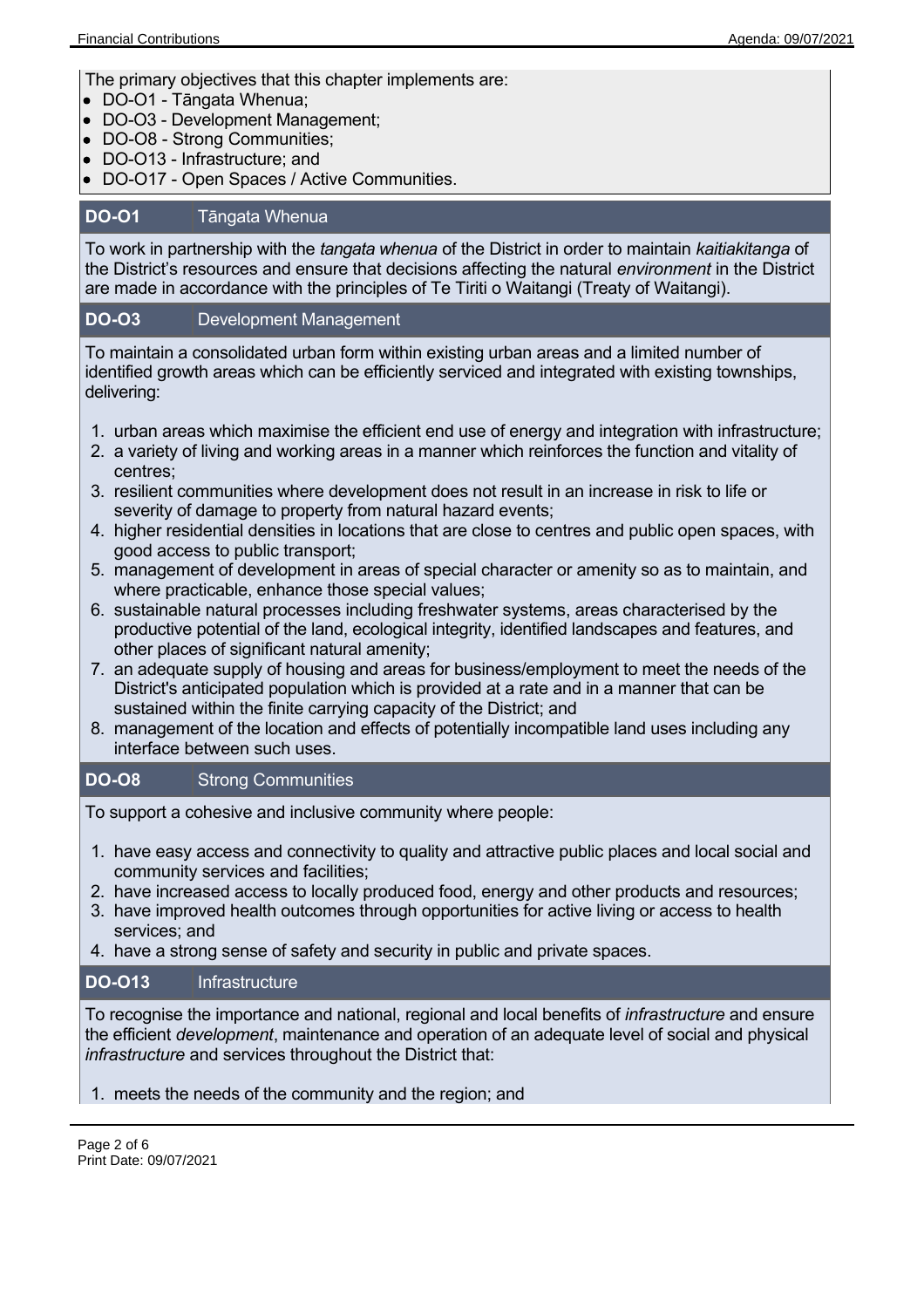The primary objectives that this chapter implements are:

- DO-O1 - Tāngata Whenua;
- DO-O3 - Development Management;
- DO-O8 - Strong Communities;
- DO-O13 - Infrastructure; and
- DO-O17 - Open Spaces / Active Communities.

### DO-O1 Tāngata Whenua

To work in partnership with the *tangata whenua* of the District in order to maintain *kaitiakitanga* of the District's resources and ensure that decisions affecting the natural *environment* in the District are made in accordance with the principles of Te Tiriti o Waitangi (Treaty of Waitangi).

### DO-O3 Development Management

To maintain a consolidated urban form within existing urban areas and a limited number of identified growth areas which can be efficiently serviced and integrated with existing townships, delivering:

1. urban areas which maximise the efficient end use of energy and integration with infrastructure;
2. a variety of living and working areas in a manner which reinforces the function and vitality of centres;
3. resilient communities where development does not result in an increase in risk to life or severity of damage to property from natural hazard events;
4. higher residential densities in locations that are close to centres and public open spaces, with good access to public transport;
5. management of development in areas of special character or amenity so as to maintain, and where practicable, enhance those special values;
6. sustainable natural processes including freshwater systems, areas characterised by the productive potential of the land, ecological integrity, identified landscapes and features, and other places of significant natural amenity;
7. an adequate supply of housing and areas for business/employment to meet the needs of the District's anticipated population which is provided at a rate and in a manner that can be sustained within the finite carrying capacity of the District; and
8. management of the location and effects of potentially incompatible land uses including any interface between such uses.

### DO-O8 Strong Communities

To support a cohesive and inclusive community where people:

1. have easy access and connectivity to quality and attractive public places and local social and community services and facilities;
2. have increased access to locally produced food, energy and other products and resources;
3. have improved health outcomes through opportunities for active living or access to health services; and
4. have a strong sense of safety and security in public and private spaces.

### DO-O13 Infrastructure

To recognise the importance and national, regional and local benefits of *infrastructure* and ensure the efficient *development*, maintenance and operation of an adequate level of social and physical *infrastructure* and services throughout the District that:

1. meets the needs of the community and the region; and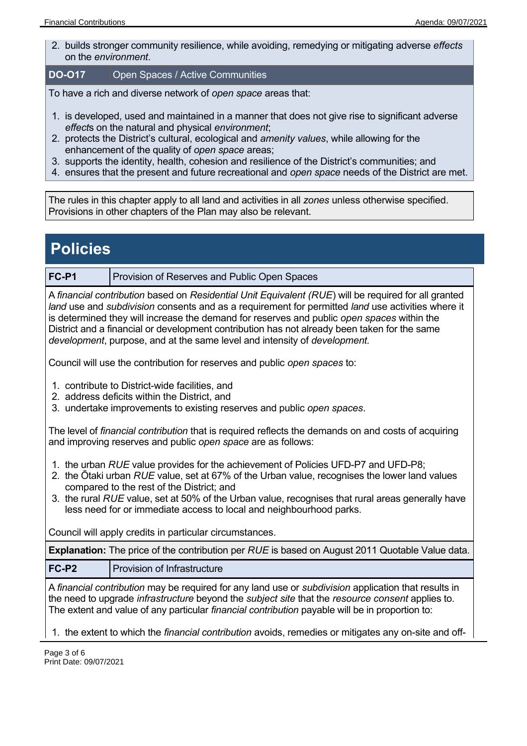2. builds stronger community resilience, while avoiding, remedying or mitigating adverse *effects* on the *environment*.

| **DO-O17** | Open Spaces / Active Communities |
|---|---|

To have a rich and diverse network of *open space* areas that:

1. is developed, used and maintained in a manner that does not give rise to significant adverse *effect*s on the natural and physical *environment*;
2. protects the District's cultural, ecological and *amenity values*, while allowing for the enhancement of the quality of *open space* areas;
3. supports the identity, health, cohesion and resilience of the District's communities; and
4. ensures that the present and future recreational and *open space* needs of the District are met.

The rules in this chapter apply to all land and activities in all *zones* unless otherwise specified. Provisions in other chapters of the Plan may also be relevant.

# Policies

| **FC-P1** | Provision of Reserves and Public Open Spaces |
|---|---|

A *financial contribution* based on *Residential Unit Equivalent (RUE*) will be required for all granted *land* use and *subdivision* consents and as a requirement for permitted *land* use activities where it is determined they will increase the demand for reserves and public *open spaces* within the District and a financial or development contribution has not already been taken for the same *development*, purpose, and at the same level and intensity of *development.*

Council will use the contribution for reserves and public *open spaces* to:

1. contribute to District-wide facilities, and
2. address deficits within the District, and
3. undertake improvements to existing reserves and public *open spaces*.

The level of *financial contribution* that is required reflects the demands on and costs of acquiring and improving reserves and public *open space* are as follows:

1. the urban *RUE* value provides for the achievement of Policies UFD-P7 and UFD-P8;
2. the Ōtaki urban *RUE* value, set at 67% of the Urban value, recognises the lower land values compared to the rest of the District; and
3. the rural *RUE* value, set at 50% of the Urban value, recognises that rural areas generally have less need for or immediate access to local and neighbourhood parks.

Council will apply credits in particular circumstances.

**Explanation:** The price of the contribution per *RUE* is based on August 2011 Quotable Value data.

| **FC-P2** | Provision of Infrastructure |
|---|---|

A *financial contribution* may be required for any land use or *subdivision* application that results in the need to upgrade *infrastructure* beyond the *subject site* that the *resource consent* applies to. The extent and value of any particular *financial contribution* payable will be in proportion to:

1. the extent to which the *financial contribution* avoids, remedies or mitigates any on-site and off-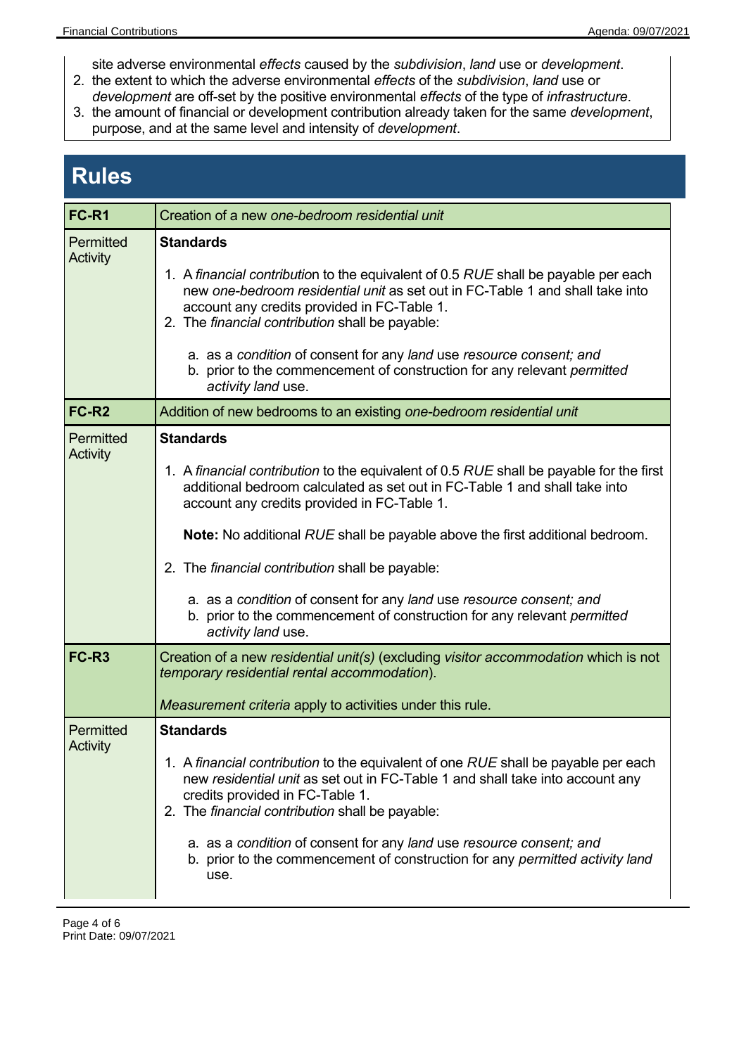site adverse environmental *effects* caused by the *subdivision*, *land* use or *development*.
2. the extent to which the adverse environmental *effects* of the *subdivision*, *land* use or *development* are off-set by the positive environmental *effects* of the type of *infrastructure*.
3. the amount of financial or development contribution already taken for the same *development*, purpose, and at the same level and intensity of *development*.

# Rules

| **FC-R1** | Creation of a new *one-bedroom residential unit* |
|---|---|
| Permitted Activity | **Standards**<br><br>1. A *financial contribution* to the equivalent of 0.5 *RUE* shall be payable per each new *one-bedroom residential unit* as set out in FC-Table 1 and shall take into account any credits provided in FC-Table 1.<br>2. The *financial contribution* shall be payable:<br><br>a. as a *condition* of consent for any *land* use *resource consent; and*<br>b. prior to the commencement of construction for any relevant *permitted activity land* use. |
| **FC-R2** | Addition of new bedrooms to an existing *one-bedroom residential unit* |
| Permitted Activity | **Standards**<br><br>1. A *financial contribution* to the equivalent of 0.5 *RUE* shall be payable for the first additional bedroom calculated as set out in FC-Table 1 and shall take into account any credits provided in FC-Table 1.<br><br>**Note:** No additional *RUE* shall be payable above the first additional bedroom.<br><br>2. The *financial contribution* shall be payable:<br><br>a. as a *condition* of consent for any *land* use *resource consent; and*<br>b. prior to the commencement of construction for any relevant *permitted activity land* use. |
| **FC-R3** | Creation of a new *residential unit(s)* (excluding *visitor accommodation* which is not *temporary residential rental accommodation*).<br><br>*Measurement criteria* apply to activities under this rule. |
| Permitted Activity | **Standards**<br><br>1. A *financial contribution* to the equivalent of one *RUE* shall be payable per each new *residential unit* as set out in FC-Table 1 and shall take into account any credits provided in FC-Table 1.<br>2. The *financial contribution* shall be payable:<br><br>a. as a *condition* of consent for any *land* use *resource consent; and*<br>b. prior to the commencement of construction for any *permitted activity land* use. |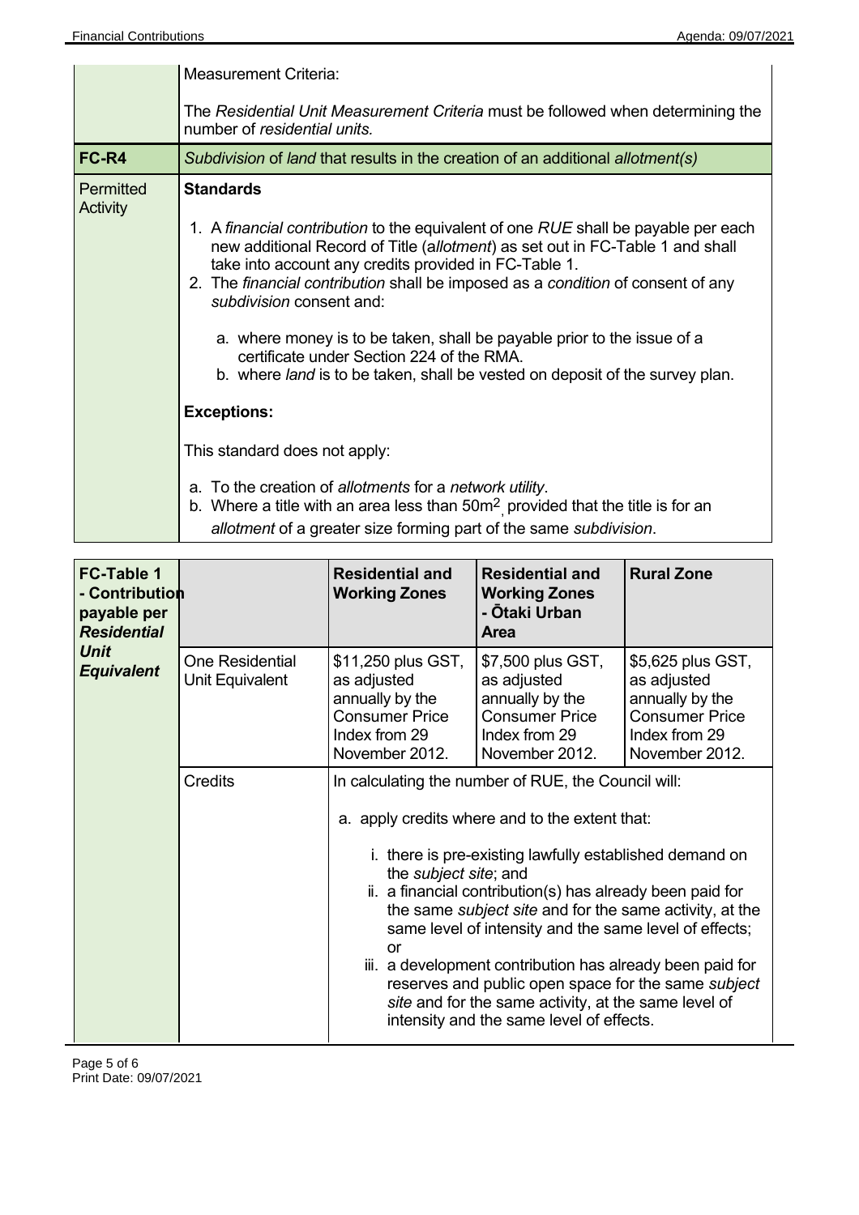| | |
|---|---|
| | Measurement Criteria:<br><br>The *Residential Unit Measurement Criteria* must be followed when determining the number of *residential units.* |
| **FC-R4** | *Subdivision* of *land* that results in the creation of an additional *allotment(s)* |
| Permitted Activity | **Standards**<br><br>1. A *financial contribution* to the equivalent of one *RUE* shall be payable per each new additional Record of Title (*allotment*) as set out in FC-Table 1 and shall take into account any credits provided in FC-Table 1.<br>2. The *financial contribution* shall be imposed as a *condition* of consent of any *subdivision* consent and:<br><br>a. where money is to be taken, shall be payable prior to the issue of a certificate under Section 224 of the RMA.<br>b. where *land* is to be taken, shall be vested on deposit of the survey plan.<br><br>**Exceptions:**<br><br>This standard does not apply:<br><br>a. To the creation of *allotments* for a *network utility*.<br>b. Where a title with an area less than $50m^2$, provided that the title is for an *allotment* of a greater size forming part of the same *subdivision*. |

| **FC-Table 1 - Contribution payable per *Residential Unit Equivalent*** | | **Residential and Working Zones** | **Residential and Working Zones - Ōtaki Urban Area** | **Rural Zone** |
|---|---|---|---|---|
| | One Residential Unit Equivalent | \$11,250 plus GST, as adjusted annually by the Consumer Price Index from 29 November 2012. | \$7,500 plus GST, as adjusted annually by the Consumer Price Index from 29 November 2012. | \$5,625 plus GST, as adjusted annually by the Consumer Price Index from 29 November 2012. |
| | Credits | In calculating the number of RUE, the Council will:<br><br>a. apply credits where and to the extent that:<br><br>i. there is pre-existing lawfully established demand on the *subject site*; and<br>ii. a financial contribution(s) has already been paid for the same *subject site* and for the same activity, at the same level of intensity and the same level of effects; or<br>iii. a development contribution has already been paid for reserves and public open space for the same *subject site* and for the same activity, at the same level of intensity and the same level of effects. | | |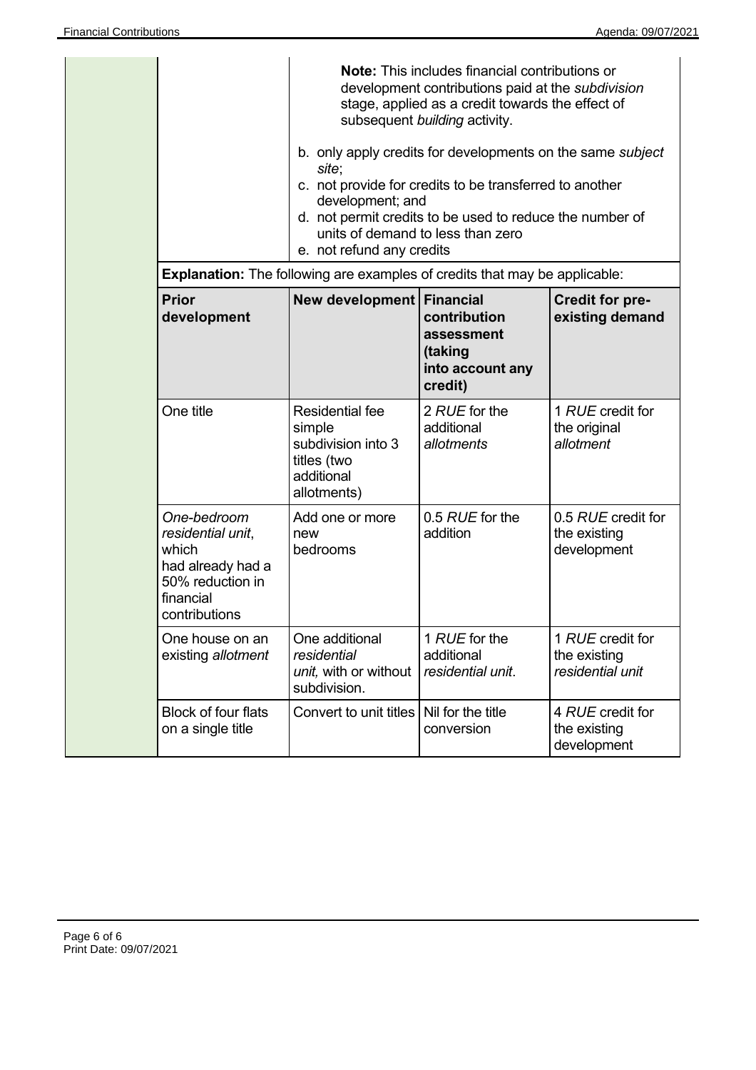**Note:** This includes financial contributions or development contributions paid at the *subdivision* stage, applied as a credit towards the effect of subsequent *building* activity.

b. only apply credits for developments on the same *subject site*;
c. not provide for credits to be transferred to another development; and
d. not permit credits to be used to reduce the number of units of demand to less than zero
e. not refund any credits

**Explanation:** The following are examples of credits that may be applicable:

| Prior development | New development | Financial contribution assessment (taking into account any credit) | Credit for pre-existing demand |
|---|---|---|---|
| One title | Residential fee simple subdivision into 3 titles (two additional allotments) | 2 *RUE* for the additional *allotments* | 1 *RUE* credit for the original *allotment* |
| *One-bedroom residential unit*, which had already had a 50% reduction in financial contributions | Add one or more new bedrooms | 0.5 *RUE* for the addition | 0.5 *RUE* credit for the existing development |
| One house on an existing *allotment* | One additional *residential unit,* with or without subdivision. | 1 *RUE* for the additional *residential unit*. | 1 *RUE* credit for the existing *residential unit* |
| Block of four flats on a single title | Convert to unit titles | Nil for the title conversion | 4 *RUE* credit for the existing development |